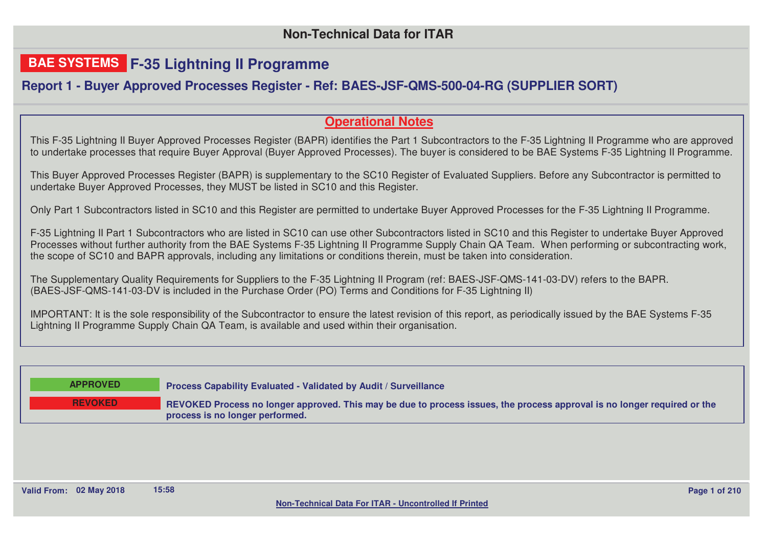**Non-Technical Data for ITAR**

# BAE SYSTEMS F-35 Lightning II Programme

## Report 1 - Buyer Approved Processes Register - Ref: BAES-JSF-QMS-500-04-RG (SUPPLIER SORT)

### Operational Notes

This F-35 Lightning II Buyer Approved Processes Register (BAPR) identifies the Part 1 Subcontractors to the F-35 Lightning II Programme who are approved to undertake processes that require Buyer Approval (Buyer Approved Processes). The buyer is considered to be BAE Systems F-35 Lightning II Programme.

This Buyer Approved Processes Register (BAPR) is supplementary to the SC10 Register of Evaluated Suppliers. Before any Subcontractor is permitted to undertake Buyer Approved Processes, they MUST be listed in SC10 and this Register.

Only Part 1 Subcontractors listed in SC10 and this Register are permitted to undertake Buyer Approved Processes for the F-35 Lightning II Programme.

F-35 Lightning II Part 1 Subcontractors who are listed in SC10 can use other Subcontractors listed in SC10 and this Register to undertake Buyer Approved Processes without further authority from the BAE Systems F-35 Lightning II Programme Supply Chain QA Team. When performing or subcontracting work, the scope of SC10 and BAPR approvals, including any limitations or conditions therein, must be taken into consideration.

The Supplementary Quality Requirements for Suppliers to the F-35 Lightning II Program (ref: BAES-JSF-QMS-141-03-DV) refers to the BAPR. (BAES-JSF-QMS-141-03-DV is included in the Purchase Order (PO) Terms and Conditions for F-35 Lightning II)

IMPORTANT: It is the sole responsibility of the Subcontractor to ensure the latest revision of this report, as periodically issued by the BAE Systems F-35 Lightning II Programme Supply Chain QA Team, is available and used within their organisation.

| Status | Description |
|---|---|
| **APPROVED** | **Process Capability Evaluated - Validated by Audit / Surveillance** |
| **REVOKED** | **REVOKED Process no longer approved. This may be due to process issues, the process approval is no longer required or the process is no longer performed.** |

**Valid From: 02 May 2018 15:58**

**Non-Technical Data For ITAR - Uncontrolled If Printed**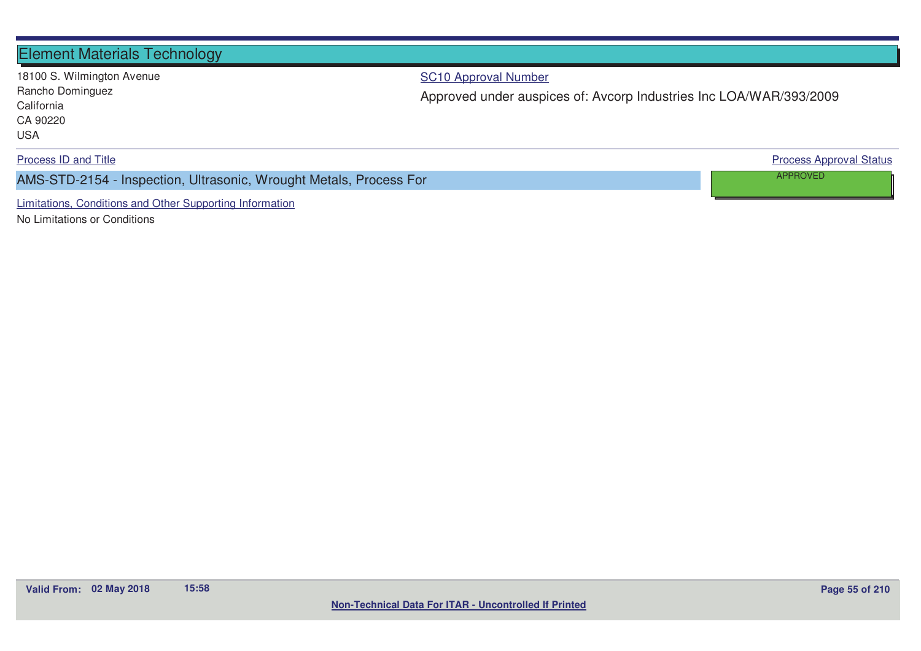# Element Materials Technology

18100 S. Wilmington Avenue
Rancho Dominguez
California
CA 90220
USA

**SC10 Approval Number**

Approved under auspices of: Avcorp Industries Inc LOA/WAR/393/2009

**Process ID and Title**

AMS-STD-2154 - Inspection, Ultrasonic, Wrought Metals, Process For

**Process Approval Status**

APPROVED

**Limitations, Conditions and Other Supporting Information**

No Limitations or Conditions

**Valid From:** 02 May 2018 15:58

**Non-Technical Data For ITAR - Uncontrolled If Printed**